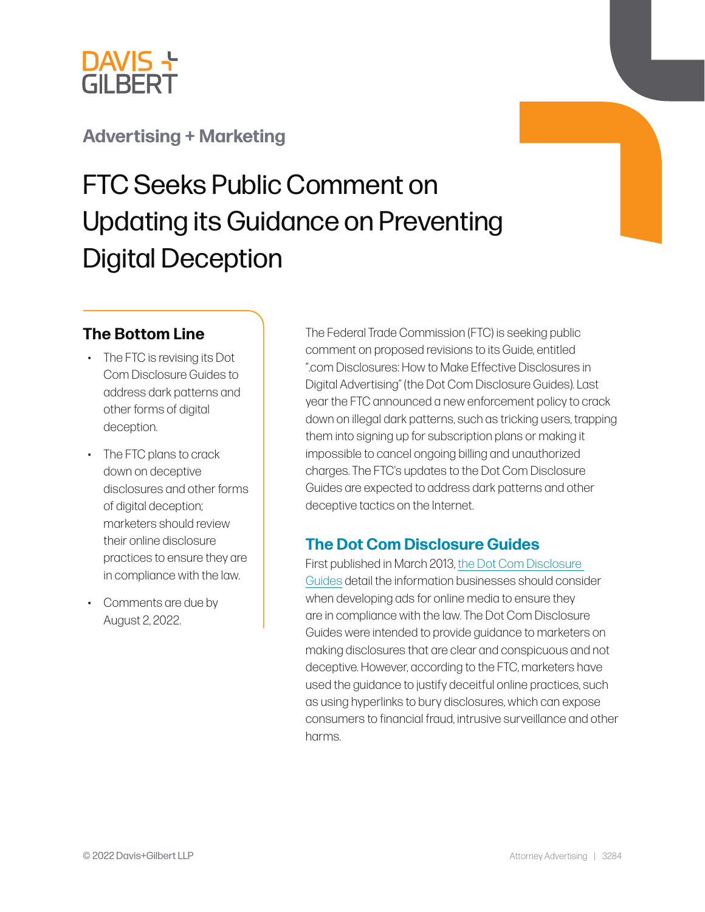DAVIS + GILBERT

## Advertising + Marketing

# FTC Seeks Public Comment on Updating its Guidance on Preventing Digital Deception

### The Bottom Line

- The FTC is revising its Dot Com Disclosure Guides to address dark patterns and other forms of digital deception.
- The FTC plans to crack down on deceptive disclosures and other forms of digital deception; marketers should review their online disclosure practices to ensure they are in compliance with the law.
- Comments are due by August 2, 2022.

The Federal Trade Commission (FTC) is seeking public comment on proposed revisions to its Guide, entitled ".com Disclosures: How to Make Effective Disclosures in Digital Advertising" (the Dot Com Disclosure Guides). Last year the FTC announced a new enforcement policy to crack down on illegal dark patterns, such as tricking users, trapping them into signing up for subscription plans or making it impossible to cancel ongoing billing and unauthorized charges. The FTC's updates to the Dot Com Disclosure Guides are expected to address dark patterns and other deceptive tactics on the Internet.

## The Dot Com Disclosure Guides

First published in March 2013, [the Dot Com Disclosure Guides] detail the information businesses should consider when developing ads for online media to ensure they are in compliance with the law. The Dot Com Disclosure Guides were intended to provide guidance to marketers on making disclosures that are clear and conspicuous and not deceptive. However, according to the FTC, marketers have used the guidance to justify deceitful online practices, such as using hyperlinks to bury disclosures, which can expose consumers to financial fraud, intrusive surveillance and other harms.

© 2022 Davis+Gilbert LLP

Attorney Advertising | 3284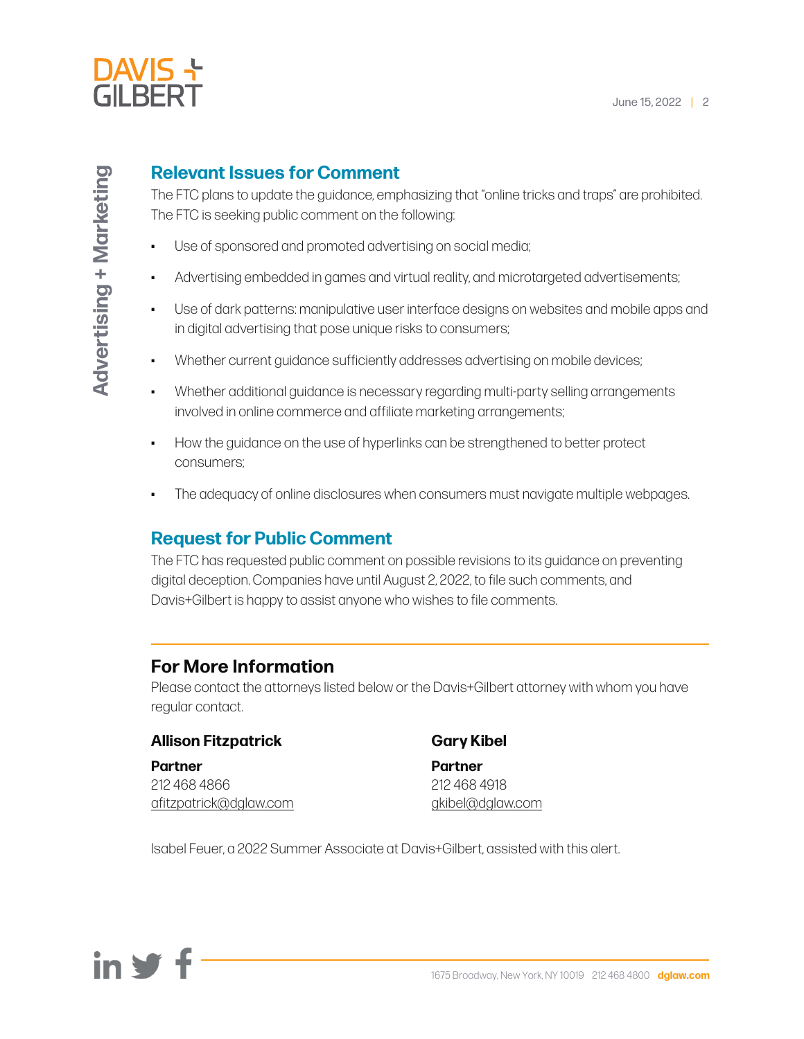## Relevant Issues for Comment

The FTC plans to update the guidance, emphasizing that "online tricks and traps" are prohibited. The FTC is seeking public comment on the following:

- Use of sponsored and promoted advertising on social media;
- Advertising embedded in games and virtual reality, and microtargeted advertisements;
- Use of dark patterns: manipulative user interface designs on websites and mobile apps and in digital advertising that pose unique risks to consumers;
- Whether current guidance sufficiently addresses advertising on mobile devices;
- Whether additional guidance is necessary regarding multi-party selling arrangements involved in online commerce and affiliate marketing arrangements;
- How the guidance on the use of hyperlinks can be strengthened to better protect consumers;
- The adequacy of online disclosures when consumers must navigate multiple webpages.

## Request for Public Comment

The FTC has requested public comment on possible revisions to its guidance on preventing digital deception. Companies have until August 2, 2022, to file such comments, and Davis+Gilbert is happy to assist anyone who wishes to file comments.

---

## For More Information

Please contact the attorneys listed below or the Davis+Gilbert attorney with whom you have regular contact.

**Allison Fitzpatrick**

**Partner**
212 468 4866
afitzpatrick@dglaw.com

**Gary Kibel**

**Partner**
212 468 4918
gkibel@dglaw.com

Isabel Feuer, a 2022 Summer Associate at Davis+Gilbert, assisted with this alert.